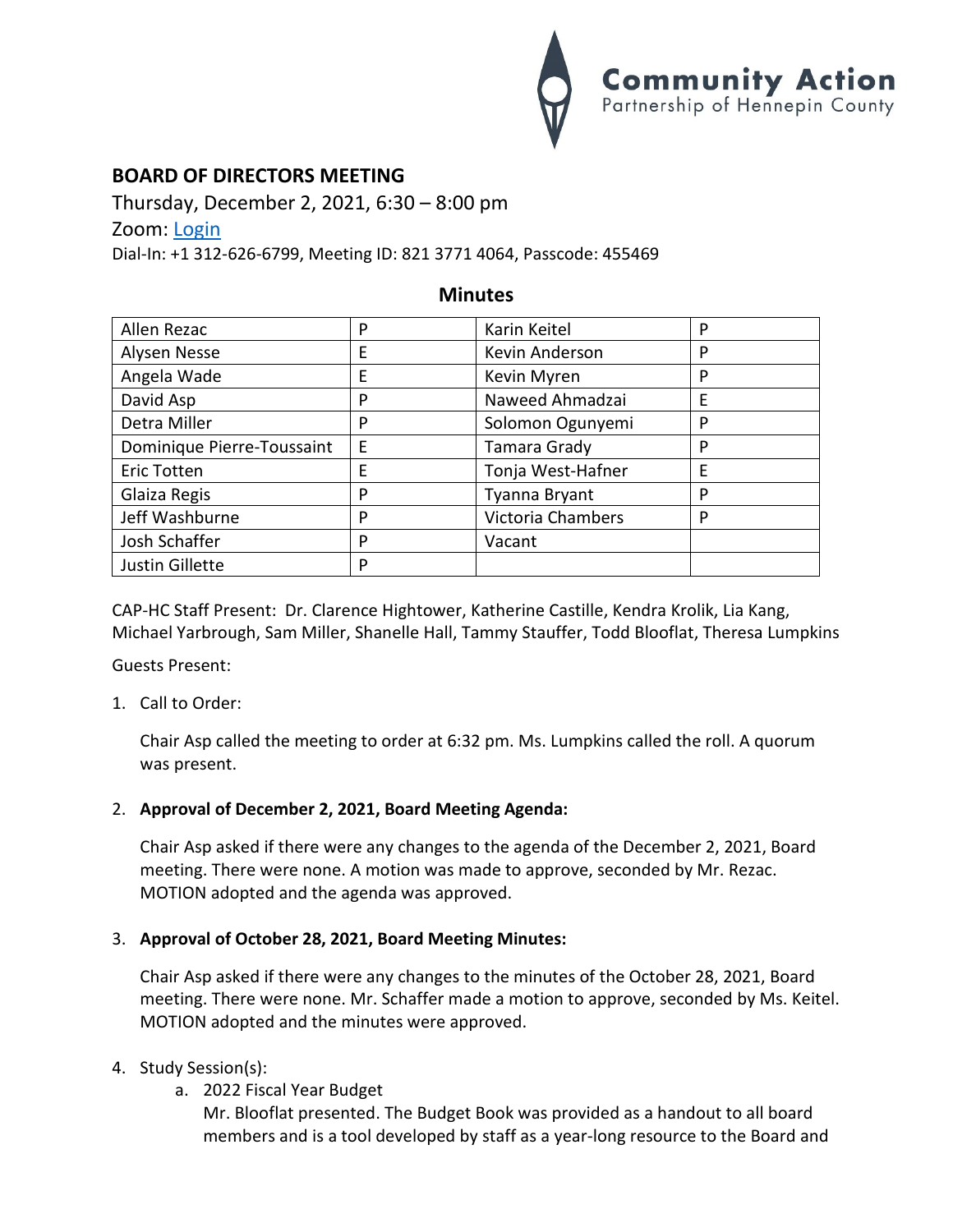Community Action Partnership of Hennepin County

## BOARD OF DIRECTORS MEETING

Thursday, December 2, 2021, 6:30 – 8:00 pm

Zoom: Login

Dial-In: +1 312-626-6799, Meeting ID: 821 3771 4064, Passcode: 455469

### Minutes

| | | | |
|---|---|---|---|
| Allen Rezac | P | Karin Keitel | P |
| Alysen Nesse | E | Kevin Anderson | P |
| Angela Wade | E | Kevin Myren | P |
| David Asp | P | Naweed Ahmadzai | E |
| Detra Miller | P | Solomon Ogunyemi | P |
| Dominique Pierre-Toussaint | E | Tamara Grady | P |
| Eric Totten | E | Tonja West-Hafner | E |
| Glaiza Regis | P | Tyanna Bryant | P |
| Jeff Washburne | P | Victoria Chambers | P |
| Josh Schaffer | P | Vacant | |
| Justin Gillette | P | | |

CAP-HC Staff Present: Dr. Clarence Hightower, Katherine Castille, Kendra Krolik, Lia Kang, Michael Yarbrough, Sam Miller, Shanelle Hall, Tammy Stauffer, Todd Blooflat, Theresa Lumpkins

Guests Present:

1. Call to Order:

   Chair Asp called the meeting to order at 6:32 pm. Ms. Lumpkins called the roll. A quorum was present.

2. **Approval of December 2, 2021, Board Meeting Agenda:**

   Chair Asp asked if there were any changes to the agenda of the December 2, 2021, Board meeting. There were none. A motion was made to approve, seconded by Mr. Rezac. MOTION adopted and the agenda was approved.

3. **Approval of October 28, 2021, Board Meeting Minutes:**

   Chair Asp asked if there were any changes to the minutes of the October 28, 2021, Board meeting. There were none. Mr. Schaffer made a motion to approve, seconded by Ms. Keitel. MOTION adopted and the minutes were approved.

4. Study Session(s):
   a. 2022 Fiscal Year Budget
      Mr. Blooflat presented. The Budget Book was provided as a handout to all board members and is a tool developed by staff as a year-long resource to the Board and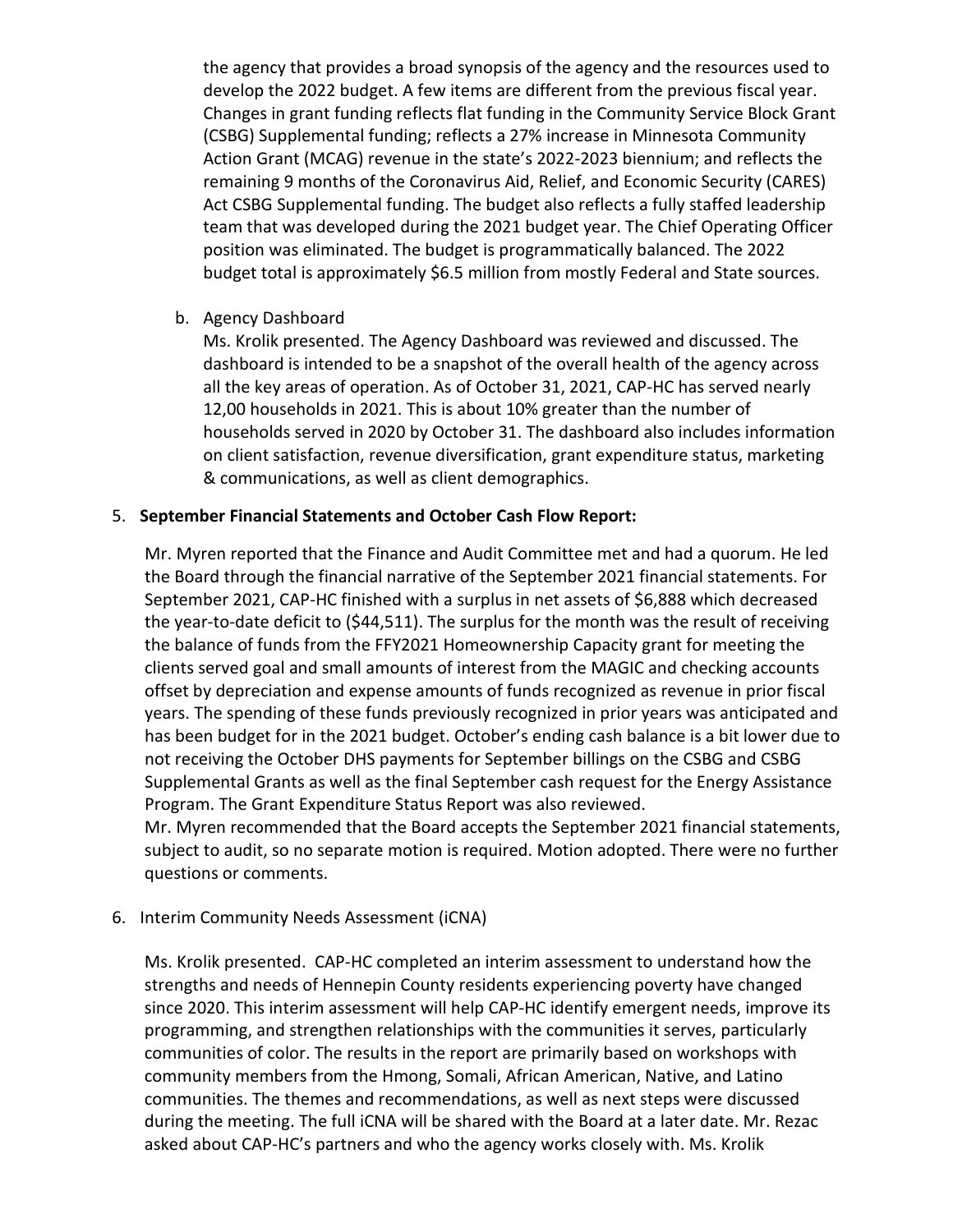the agency that provides a broad synopsis of the agency and the resources used to develop the 2022 budget. A few items are different from the previous fiscal year. Changes in grant funding reflects flat funding in the Community Service Block Grant (CSBG) Supplemental funding; reflects a 27% increase in Minnesota Community Action Grant (MCAG) revenue in the state's 2022-2023 biennium; and reflects the remaining 9 months of the Coronavirus Aid, Relief, and Economic Security (CARES) Act CSBG Supplemental funding. The budget also reflects a fully staffed leadership team that was developed during the 2021 budget year. The Chief Operating Officer position was eliminated. The budget is programmatically balanced. The 2022 budget total is approximately $6.5 million from mostly Federal and State sources.

b. Agency Dashboard
Ms. Krolik presented. The Agency Dashboard was reviewed and discussed. The dashboard is intended to be a snapshot of the overall health of the agency across all the key areas of operation. As of October 31, 2021, CAP-HC has served nearly 12,00 households in 2021. This is about 10% greater than the number of households served in 2020 by October 31. The dashboard also includes information on client satisfaction, revenue diversification, grant expenditure status, marketing & communications, as well as client demographics.

5. **September Financial Statements and October Cash Flow Report:**

Mr. Myren reported that the Finance and Audit Committee met and had a quorum. He led the Board through the financial narrative of the September 2021 financial statements. For September 2021, CAP-HC finished with a surplus in net assets of $6,888 which decreased the year-to-date deficit to ($44,511). The surplus for the month was the result of receiving the balance of funds from the FFY2021 Homeownership Capacity grant for meeting the clients served goal and small amounts of interest from the MAGIC and checking accounts offset by depreciation and expense amounts of funds recognized as revenue in prior fiscal years. The spending of these funds previously recognized in prior years was anticipated and has been budget for in the 2021 budget. October's ending cash balance is a bit lower due to not receiving the October DHS payments for September billings on the CSBG and CSBG Supplemental Grants as well as the final September cash request for the Energy Assistance Program. The Grant Expenditure Status Report was also reviewed.
Mr. Myren recommended that the Board accepts the September 2021 financial statements, subject to audit, so no separate motion is required. Motion adopted. There were no further questions or comments.

6. Interim Community Needs Assessment (iCNA)

Ms. Krolik presented. CAP-HC completed an interim assessment to understand how the strengths and needs of Hennepin County residents experiencing poverty have changed since 2020. This interim assessment will help CAP-HC identify emergent needs, improve its programming, and strengthen relationships with the communities it serves, particularly communities of color. The results in the report are primarily based on workshops with community members from the Hmong, Somali, African American, Native, and Latino communities. The themes and recommendations, as well as next steps were discussed during the meeting. The full iCNA will be shared with the Board at a later date. Mr. Rezac asked about CAP-HC's partners and who the agency works closely with. Ms. Krolik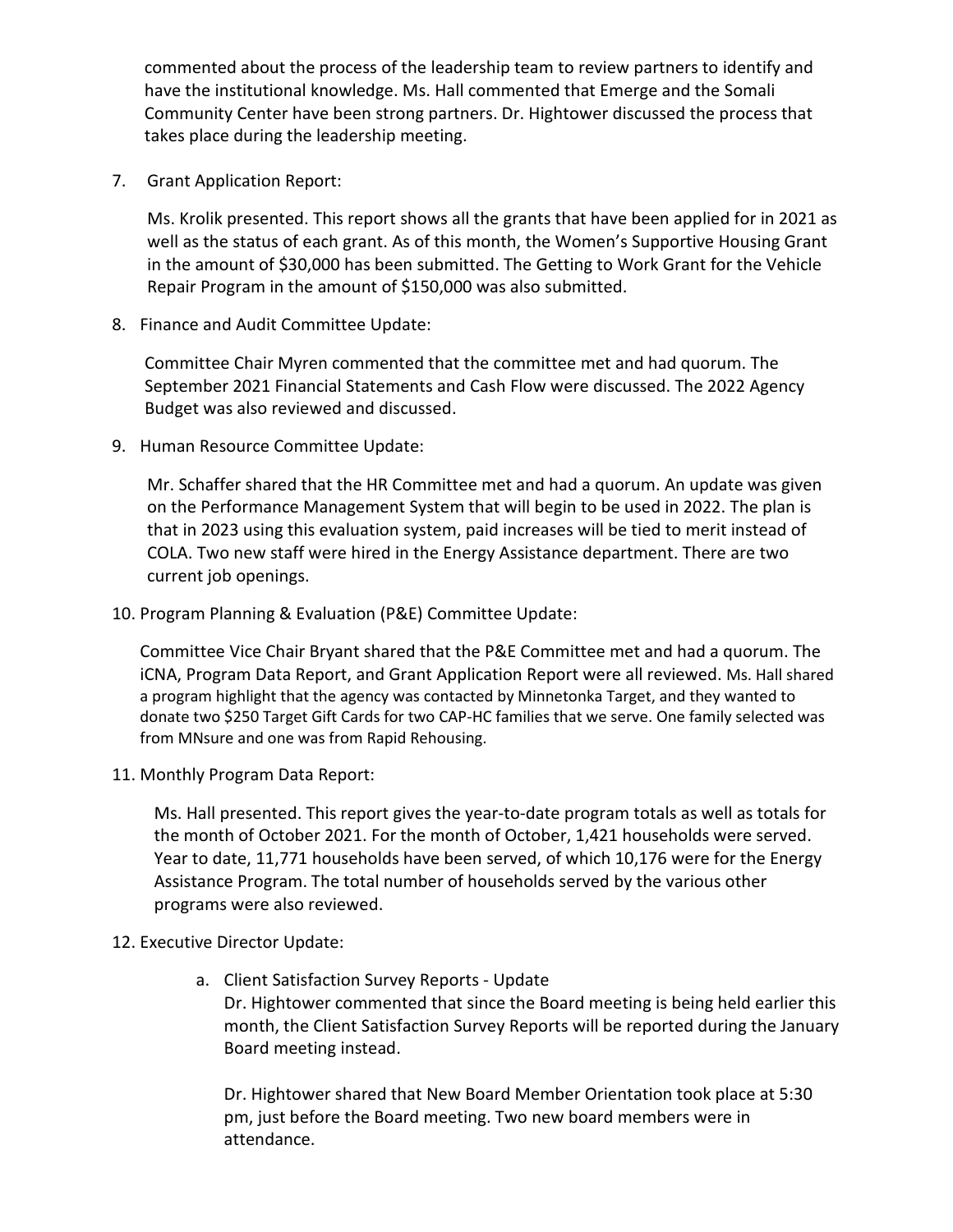commented about the process of the leadership team to review partners to identify and have the institutional knowledge. Ms. Hall commented that Emerge and the Somali Community Center have been strong partners. Dr. Hightower discussed the process that takes place during the leadership meeting.

7. Grant Application Report:

   Ms. Krolik presented. This report shows all the grants that have been applied for in 2021 as well as the status of each grant. As of this month, the Women's Supportive Housing Grant in the amount of $30,000 has been submitted. The Getting to Work Grant for the Vehicle Repair Program in the amount of $150,000 was also submitted.

8. Finance and Audit Committee Update:

   Committee Chair Myren commented that the committee met and had quorum. The September 2021 Financial Statements and Cash Flow were discussed. The 2022 Agency Budget was also reviewed and discussed.

9. Human Resource Committee Update:

   Mr. Schaffer shared that the HR Committee met and had a quorum. An update was given on the Performance Management System that will begin to be used in 2022. The plan is that in 2023 using this evaluation system, paid increases will be tied to merit instead of COLA. Two new staff were hired in the Energy Assistance department. There are two current job openings.

10. Program Planning & Evaluation (P&E) Committee Update:

    Committee Vice Chair Bryant shared that the P&E Committee met and had a quorum. The iCNA, Program Data Report, and Grant Application Report were all reviewed. Ms. Hall shared a program highlight that the agency was contacted by Minnetonka Target, and they wanted to donate two $250 Target Gift Cards for two CAP-HC families that we serve. One family selected was from MNsure and one was from Rapid Rehousing.

11. Monthly Program Data Report:

    Ms. Hall presented. This report gives the year-to-date program totals as well as totals for the month of October 2021. For the month of October, 1,421 households were served. Year to date, 11,771 households have been served, of which 10,176 were for the Energy Assistance Program. The total number of households served by the various other programs were also reviewed.

12. Executive Director Update:

    a. Client Satisfaction Survey Reports - Update
       Dr. Hightower commented that since the Board meeting is being held earlier this month, the Client Satisfaction Survey Reports will be reported during the January Board meeting instead.

       Dr. Hightower shared that New Board Member Orientation took place at 5:30 pm, just before the Board meeting. Two new board members were in attendance.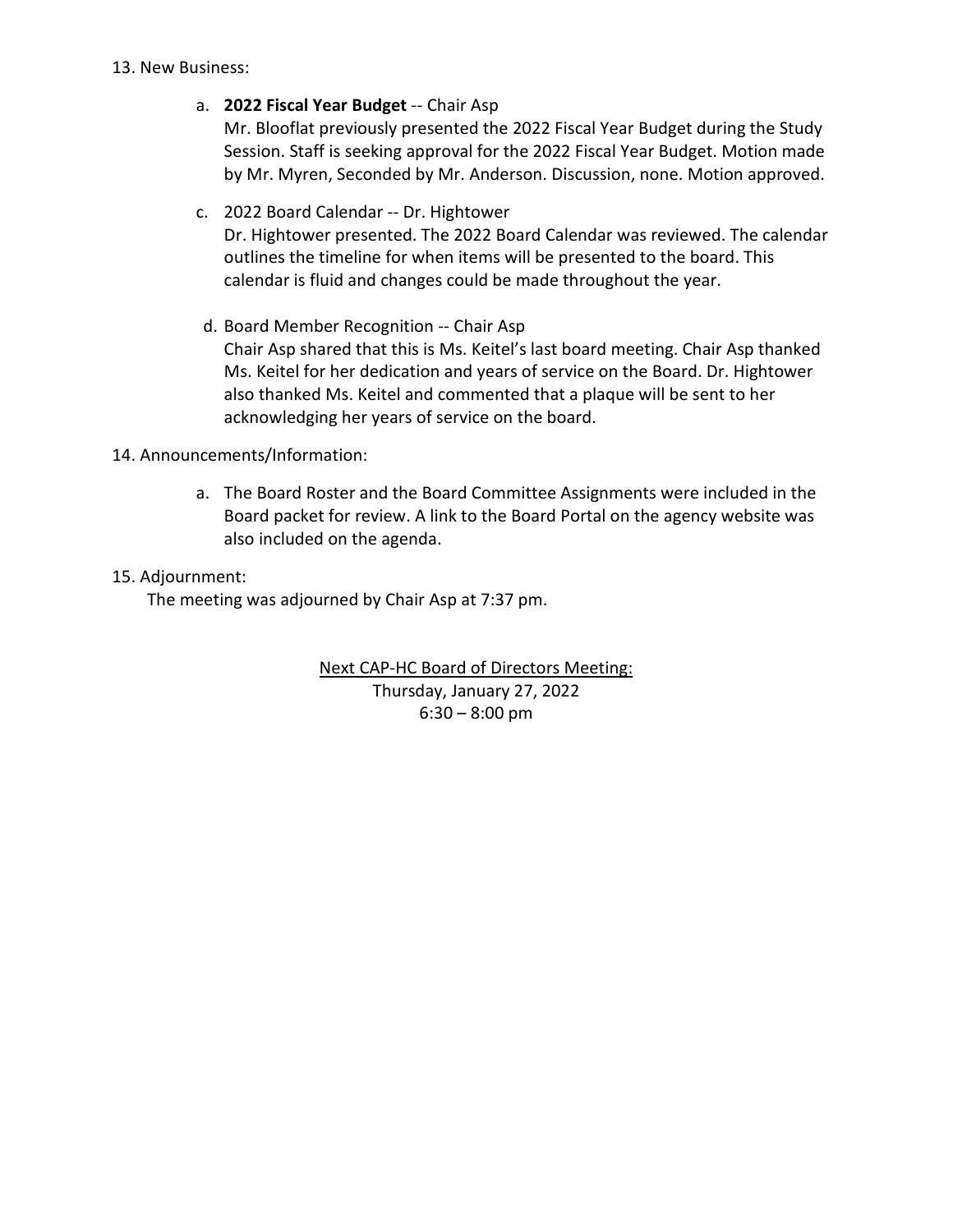13. New Business:

  a. **2022 Fiscal Year Budget** -- Chair Asp
     Mr. Blooflat previously presented the 2022 Fiscal Year Budget during the Study Session. Staff is seeking approval for the 2022 Fiscal Year Budget. Motion made by Mr. Myren, Seconded by Mr. Anderson. Discussion, none. Motion approved.

  c. 2022 Board Calendar -- Dr. Hightower
     Dr. Hightower presented. The 2022 Board Calendar was reviewed. The calendar outlines the timeline for when items will be presented to the board. This calendar is fluid and changes could be made throughout the year.

  d. Board Member Recognition -- Chair Asp
     Chair Asp shared that this is Ms. Keitel's last board meeting. Chair Asp thanked Ms. Keitel for her dedication and years of service on the Board. Dr. Hightower also thanked Ms. Keitel and commented that a plaque will be sent to her acknowledging her years of service on the board.

14. Announcements/Information:

  a. The Board Roster and the Board Committee Assignments were included in the Board packet for review. A link to the Board Portal on the agency website was also included on the agenda.

15. Adjournment:
    The meeting was adjourned by Chair Asp at 7:37 pm.

<u>Next CAP-HC Board of Directors Meeting:</u>
Thursday, January 27, 2022
6:30 – 8:00 pm